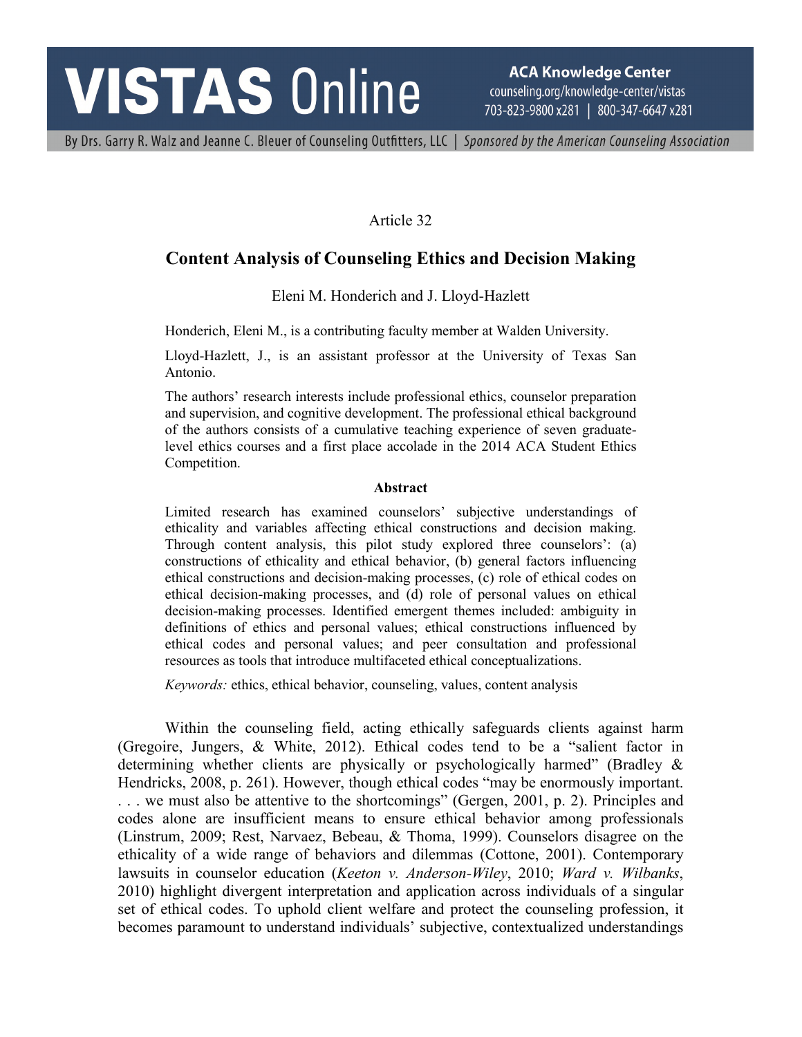Article 32

# Content Analysis of Counseling Ethics and Decision Making

Eleni M. Honderich and J. Lloyd-Hazlett

Honderich, Eleni M., is a contributing faculty member at Walden University.

Lloyd-Hazlett, J., is an assistant professor at the University of Texas San Antonio.

The authors' research interests include professional ethics, counselor preparation and supervision, and cognitive development. The professional ethical background of the authors consists of a cumulative teaching experience of seven graduate-level ethics courses and a first place accolade in the 2014 ACA Student Ethics Competition.

**Abstract**

Limited research has examined counselors' subjective understandings of ethicality and variables affecting ethical constructions and decision making. Through content analysis, this pilot study explored three counselors': (a) constructions of ethicality and ethical behavior, (b) general factors influencing ethical constructions and decision-making processes, (c) role of ethical codes on ethical decision-making processes, and (d) role of personal values on ethical decision-making processes. Identified emergent themes included: ambiguity in definitions of ethics and personal values; ethical constructions influenced by ethical codes and personal values; and peer consultation and professional resources as tools that introduce multifaceted ethical conceptualizations.

*Keywords:* ethics, ethical behavior, counseling, values, content analysis

Within the counseling field, acting ethically safeguards clients against harm (Gregoire, Jungers, & White, 2012). Ethical codes tend to be a "salient factor in determining whether clients are physically or psychologically harmed" (Bradley & Hendricks, 2008, p. 261). However, though ethical codes "may be enormously important. . . . we must also be attentive to the shortcomings" (Gergen, 2001, p. 2). Principles and codes alone are insufficient means to ensure ethical behavior among professionals (Linstrum, 2009; Rest, Narvaez, Bebeau, & Thoma, 1999). Counselors disagree on the ethicality of a wide range of behaviors and dilemmas (Cottone, 2001). Contemporary lawsuits in counselor education (*Keeton v. Anderson-Wiley*, 2010; *Ward v. Wilbanks*, 2010) highlight divergent interpretation and application across individuals of a singular set of ethical codes. To uphold client welfare and protect the counseling profession, it becomes paramount to understand individuals' subjective, contextualized understandings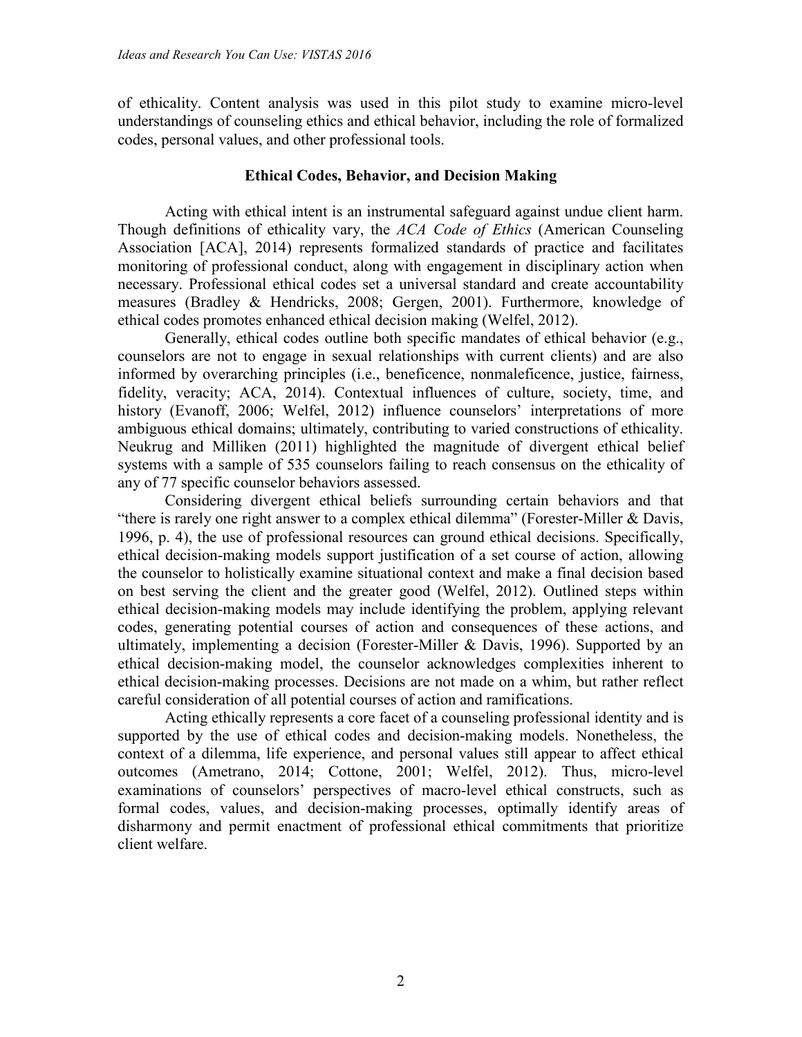of ethicality. Content analysis was used in this pilot study to examine micro-level understandings of counseling ethics and ethical behavior, including the role of formalized codes, personal values, and other professional tools.

## Ethical Codes, Behavior, and Decision Making

Acting with ethical intent is an instrumental safeguard against undue client harm. Though definitions of ethicality vary, the *ACA Code of Ethics* (American Counseling Association [ACA], 2014) represents formalized standards of practice and facilitates monitoring of professional conduct, along with engagement in disciplinary action when necessary. Professional ethical codes set a universal standard and create accountability measures (Bradley & Hendricks, 2008; Gergen, 2001). Furthermore, knowledge of ethical codes promotes enhanced ethical decision making (Welfel, 2012).

Generally, ethical codes outline both specific mandates of ethical behavior (e.g., counselors are not to engage in sexual relationships with current clients) and are also informed by overarching principles (i.e., beneficence, nonmaleficence, justice, fairness, fidelity, veracity; ACA, 2014). Contextual influences of culture, society, time, and history (Evanoff, 2006; Welfel, 2012) influence counselors' interpretations of more ambiguous ethical domains; ultimately, contributing to varied constructions of ethicality. Neukrug and Milliken (2011) highlighted the magnitude of divergent ethical belief systems with a sample of 535 counselors failing to reach consensus on the ethicality of any of 77 specific counselor behaviors assessed.

Considering divergent ethical beliefs surrounding certain behaviors and that "there is rarely one right answer to a complex ethical dilemma" (Forester-Miller & Davis, 1996, p. 4), the use of professional resources can ground ethical decisions. Specifically, ethical decision-making models support justification of a set course of action, allowing the counselor to holistically examine situational context and make a final decision based on best serving the client and the greater good (Welfel, 2012). Outlined steps within ethical decision-making models may include identifying the problem, applying relevant codes, generating potential courses of action and consequences of these actions, and ultimately, implementing a decision (Forester-Miller & Davis, 1996). Supported by an ethical decision-making model, the counselor acknowledges complexities inherent to ethical decision-making processes. Decisions are not made on a whim, but rather reflect careful consideration of all potential courses of action and ramifications.

Acting ethically represents a core facet of a counseling professional identity and is supported by the use of ethical codes and decision-making models. Nonetheless, the context of a dilemma, life experience, and personal values still appear to affect ethical outcomes (Ametrano, 2014; Cottone, 2001; Welfel, 2012). Thus, micro-level examinations of counselors' perspectives of macro-level ethical constructs, such as formal codes, values, and decision-making processes, optimally identify areas of disharmony and permit enactment of professional ethical commitments that prioritize client welfare.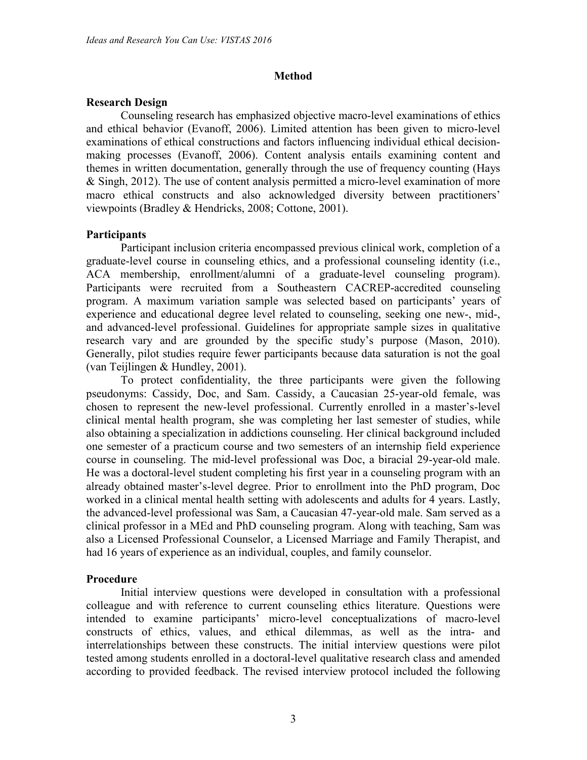## Method

### Research Design

Counseling research has emphasized objective macro-level examinations of ethics and ethical behavior (Evanoff, 2006). Limited attention has been given to micro-level examinations of ethical constructions and factors influencing individual ethical decision-making processes (Evanoff, 2006). Content analysis entails examining content and themes in written documentation, generally through the use of frequency counting (Hays & Singh, 2012). The use of content analysis permitted a micro-level examination of more macro ethical constructs and also acknowledged diversity between practitioners' viewpoints (Bradley & Hendricks, 2008; Cottone, 2001).

### Participants

Participant inclusion criteria encompassed previous clinical work, completion of a graduate-level course in counseling ethics, and a professional counseling identity (i.e., ACA membership, enrollment/alumni of a graduate-level counseling program). Participants were recruited from a Southeastern CACREP-accredited counseling program. A maximum variation sample was selected based on participants' years of experience and educational degree level related to counseling, seeking one new-, mid-, and advanced-level professional. Guidelines for appropriate sample sizes in qualitative research vary and are grounded by the specific study's purpose (Mason, 2010). Generally, pilot studies require fewer participants because data saturation is not the goal (van Teijlingen & Hundley, 2001).

To protect confidentiality, the three participants were given the following pseudonyms: Cassidy, Doc, and Sam. Cassidy, a Caucasian 25-year-old female, was chosen to represent the new-level professional. Currently enrolled in a master's-level clinical mental health program, she was completing her last semester of studies, while also obtaining a specialization in addictions counseling. Her clinical background included one semester of a practicum course and two semesters of an internship field experience course in counseling. The mid-level professional was Doc, a biracial 29-year-old male. He was a doctoral-level student completing his first year in a counseling program with an already obtained master's-level degree. Prior to enrollment into the PhD program, Doc worked in a clinical mental health setting with adolescents and adults for 4 years. Lastly, the advanced-level professional was Sam, a Caucasian 47-year-old male. Sam served as a clinical professor in a MEd and PhD counseling program. Along with teaching, Sam was also a Licensed Professional Counselor, a Licensed Marriage and Family Therapist, and had 16 years of experience as an individual, couples, and family counselor.

### Procedure

Initial interview questions were developed in consultation with a professional colleague and with reference to current counseling ethics literature. Questions were intended to examine participants' micro-level conceptualizations of macro-level constructs of ethics, values, and ethical dilemmas, as well as the intra- and interrelationships between these constructs. The initial interview questions were pilot tested among students enrolled in a doctoral-level qualitative research class and amended according to provided feedback. The revised interview protocol included the following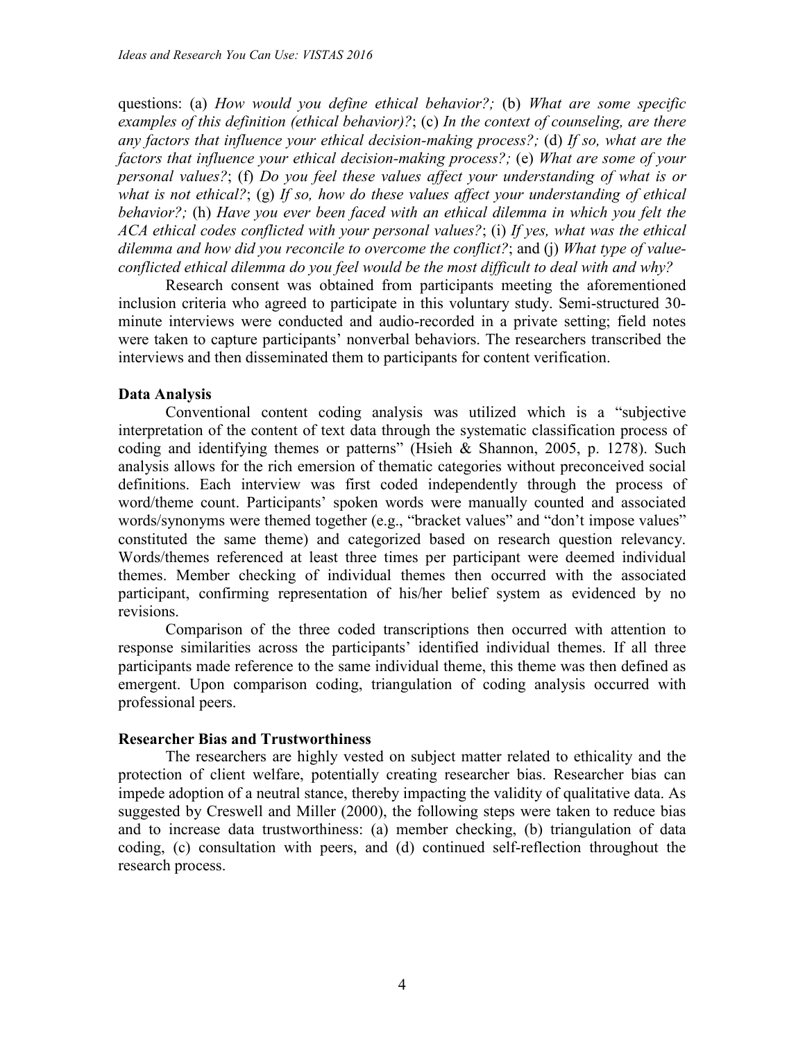questions: (a) *How would you define ethical behavior?;* (b) *What are some specific examples of this definition (ethical behavior)?*; (c) *In the context of counseling, are there any factors that influence your ethical decision-making process?;* (d) *If so, what are the factors that influence your ethical decision-making process?;* (e) *What are some of your personal values?*; (f) *Do you feel these values affect your understanding of what is or what is not ethical?*; (g) *If so, how do these values affect your understanding of ethical behavior?;* (h) *Have you ever been faced with an ethical dilemma in which you felt the ACA ethical codes conflicted with your personal values?*; (i) *If yes, what was the ethical dilemma and how did you reconcile to overcome the conflict?*; and (j) *What type of value-conflicted ethical dilemma do you feel would be the most difficult to deal with and why?*

Research consent was obtained from participants meeting the aforementioned inclusion criteria who agreed to participate in this voluntary study. Semi-structured 30-minute interviews were conducted and audio-recorded in a private setting; field notes were taken to capture participants' nonverbal behaviors. The researchers transcribed the interviews and then disseminated them to participants for content verification.

**Data Analysis**

Conventional content coding analysis was utilized which is a "subjective interpretation of the content of text data through the systematic classification process of coding and identifying themes or patterns" (Hsieh & Shannon, 2005, p. 1278). Such analysis allows for the rich emersion of thematic categories without preconceived social definitions. Each interview was first coded independently through the process of word/theme count. Participants' spoken words were manually counted and associated words/synonyms were themed together (e.g., "bracket values" and "don't impose values" constituted the same theme) and categorized based on research question relevancy. Words/themes referenced at least three times per participant were deemed individual themes. Member checking of individual themes then occurred with the associated participant, confirming representation of his/her belief system as evidenced by no revisions.

Comparison of the three coded transcriptions then occurred with attention to response similarities across the participants' identified individual themes. If all three participants made reference to the same individual theme, this theme was then defined as emergent. Upon comparison coding, triangulation of coding analysis occurred with professional peers.

**Researcher Bias and Trustworthiness**

The researchers are highly vested on subject matter related to ethicality and the protection of client welfare, potentially creating researcher bias. Researcher bias can impede adoption of a neutral stance, thereby impacting the validity of qualitative data. As suggested by Creswell and Miller (2000), the following steps were taken to reduce bias and to increase data trustworthiness: (a) member checking, (b) triangulation of data coding, (c) consultation with peers, and (d) continued self-reflection throughout the research process.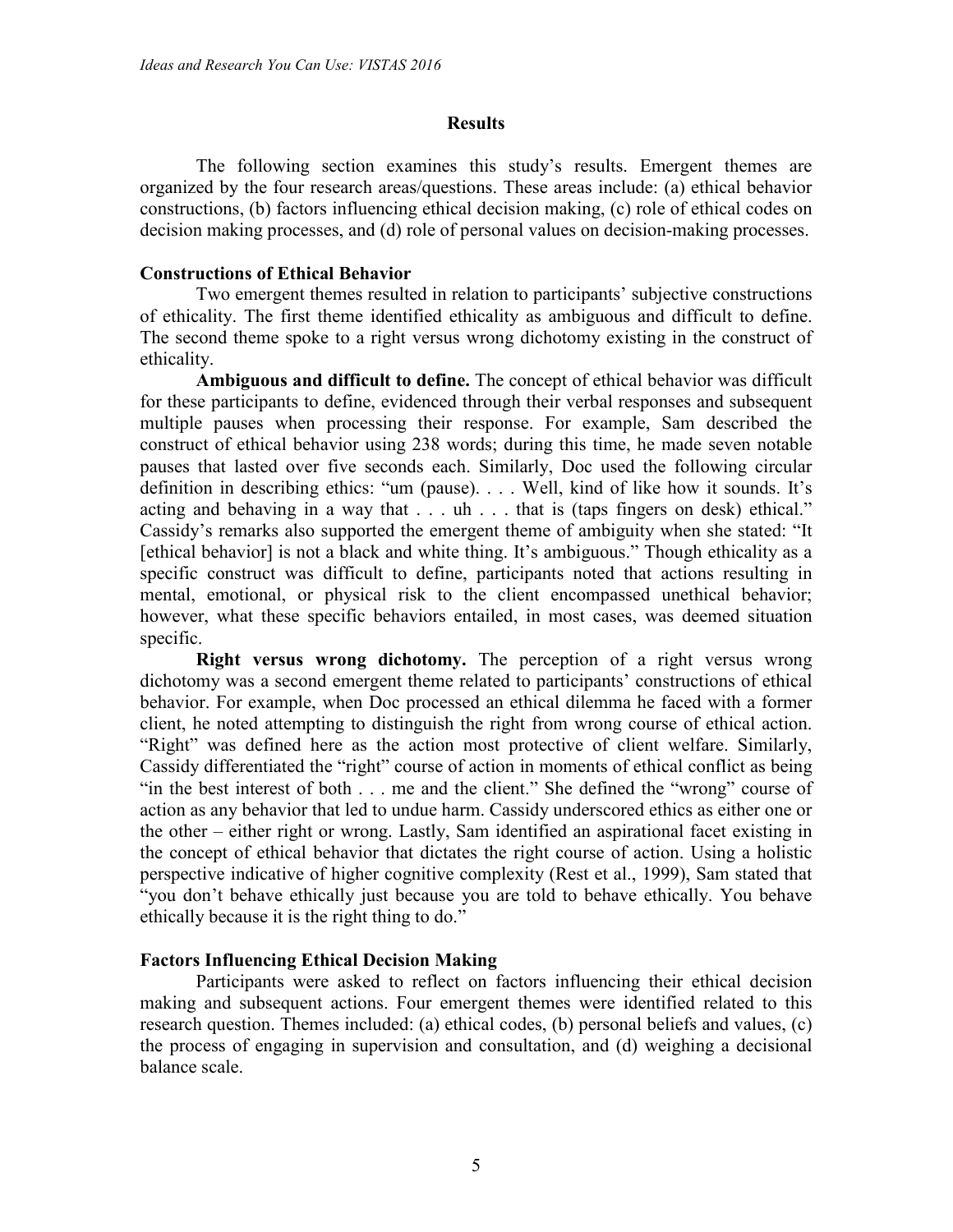## Results

The following section examines this study's results. Emergent themes are organized by the four research areas/questions. These areas include: (a) ethical behavior constructions, (b) factors influencing ethical decision making, (c) role of ethical codes on decision making processes, and (d) role of personal values on decision-making processes.

### Constructions of Ethical Behavior

Two emergent themes resulted in relation to participants' subjective constructions of ethicality. The first theme identified ethicality as ambiguous and difficult to define. The second theme spoke to a right versus wrong dichotomy existing in the construct of ethicality.

**Ambiguous and difficult to define.** The concept of ethical behavior was difficult for these participants to define, evidenced through their verbal responses and subsequent multiple pauses when processing their response. For example, Sam described the construct of ethical behavior using 238 words; during this time, he made seven notable pauses that lasted over five seconds each. Similarly, Doc used the following circular definition in describing ethics: "um (pause). . . . Well, kind of like how it sounds. It's acting and behaving in a way that . . . uh . . . that is (taps fingers on desk) ethical." Cassidy's remarks also supported the emergent theme of ambiguity when she stated: "It [ethical behavior] is not a black and white thing. It's ambiguous." Though ethicality as a specific construct was difficult to define, participants noted that actions resulting in mental, emotional, or physical risk to the client encompassed unethical behavior; however, what these specific behaviors entailed, in most cases, was deemed situation specific.

**Right versus wrong dichotomy.** The perception of a right versus wrong dichotomy was a second emergent theme related to participants' constructions of ethical behavior. For example, when Doc processed an ethical dilemma he faced with a former client, he noted attempting to distinguish the right from wrong course of ethical action. "Right" was defined here as the action most protective of client welfare. Similarly, Cassidy differentiated the "right" course of action in moments of ethical conflict as being "in the best interest of both . . . me and the client." She defined the "wrong" course of action as any behavior that led to undue harm. Cassidy underscored ethics as either one or the other – either right or wrong. Lastly, Sam identified an aspirational facet existing in the concept of ethical behavior that dictates the right course of action. Using a holistic perspective indicative of higher cognitive complexity (Rest et al., 1999), Sam stated that "you don't behave ethically just because you are told to behave ethically. You behave ethically because it is the right thing to do."

### Factors Influencing Ethical Decision Making

Participants were asked to reflect on factors influencing their ethical decision making and subsequent actions. Four emergent themes were identified related to this research question. Themes included: (a) ethical codes, (b) personal beliefs and values, (c) the process of engaging in supervision and consultation, and (d) weighing a decisional balance scale.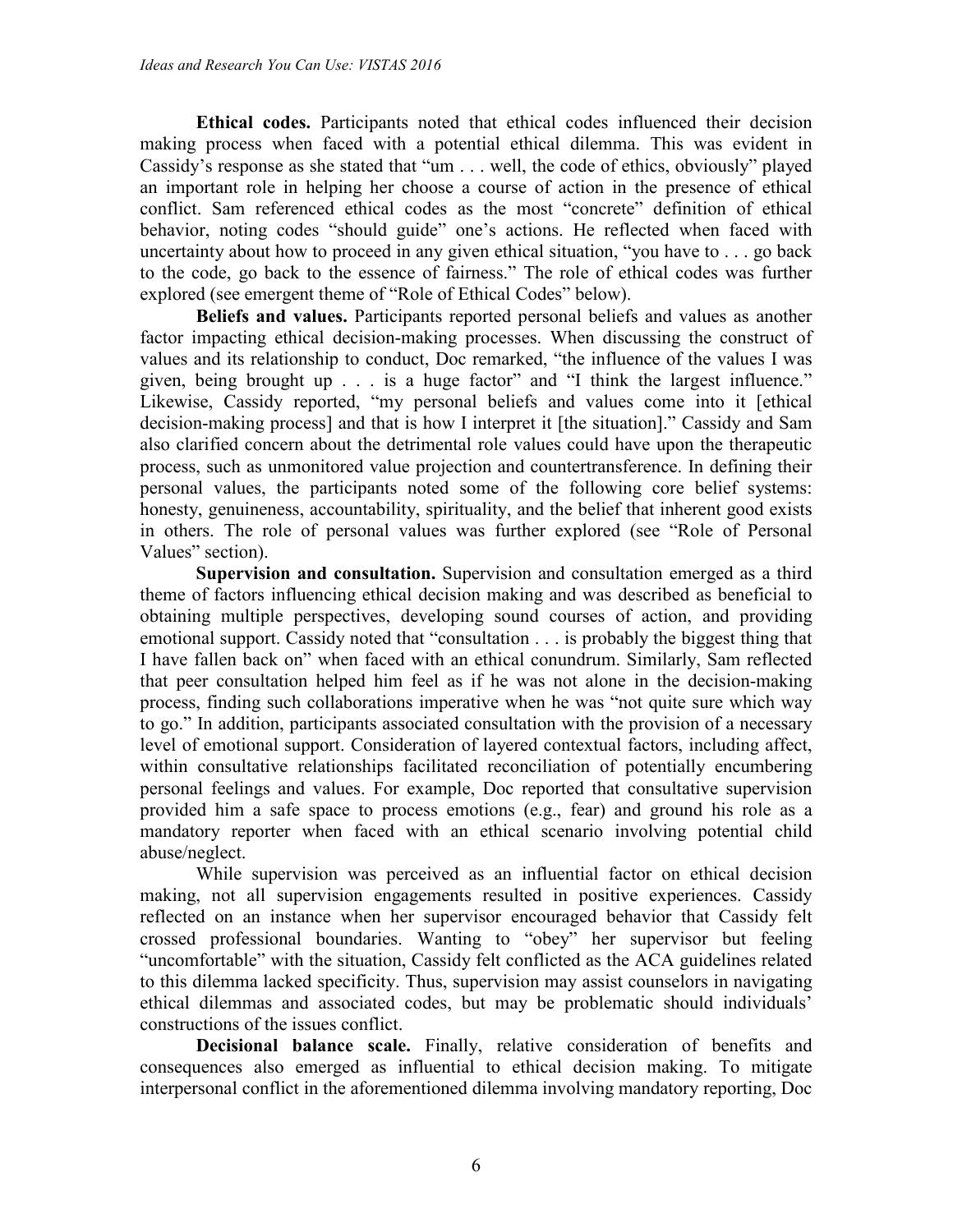**Ethical codes.** Participants noted that ethical codes influenced their decision making process when faced with a potential ethical dilemma. This was evident in Cassidy's response as she stated that "um . . . well, the code of ethics, obviously" played an important role in helping her choose a course of action in the presence of ethical conflict. Sam referenced ethical codes as the most "concrete" definition of ethical behavior, noting codes "should guide" one's actions. He reflected when faced with uncertainty about how to proceed in any given ethical situation, "you have to . . . go back to the code, go back to the essence of fairness." The role of ethical codes was further explored (see emergent theme of "Role of Ethical Codes" below).

**Beliefs and values.** Participants reported personal beliefs and values as another factor impacting ethical decision-making processes. When discussing the construct of values and its relationship to conduct, Doc remarked, "the influence of the values I was given, being brought up . . . is a huge factor" and "I think the largest influence." Likewise, Cassidy reported, "my personal beliefs and values come into it [ethical decision-making process] and that is how I interpret it [the situation]." Cassidy and Sam also clarified concern about the detrimental role values could have upon the therapeutic process, such as unmonitored value projection and countertransference. In defining their personal values, the participants noted some of the following core belief systems: honesty, genuineness, accountability, spirituality, and the belief that inherent good exists in others. The role of personal values was further explored (see "Role of Personal Values" section).

**Supervision and consultation.** Supervision and consultation emerged as a third theme of factors influencing ethical decision making and was described as beneficial to obtaining multiple perspectives, developing sound courses of action, and providing emotional support. Cassidy noted that "consultation . . . is probably the biggest thing that I have fallen back on" when faced with an ethical conundrum. Similarly, Sam reflected that peer consultation helped him feel as if he was not alone in the decision-making process, finding such collaborations imperative when he was "not quite sure which way to go." In addition, participants associated consultation with the provision of a necessary level of emotional support. Consideration of layered contextual factors, including affect, within consultative relationships facilitated reconciliation of potentially encumbering personal feelings and values. For example, Doc reported that consultative supervision provided him a safe space to process emotions (e.g., fear) and ground his role as a mandatory reporter when faced with an ethical scenario involving potential child abuse/neglect.

While supervision was perceived as an influential factor on ethical decision making, not all supervision engagements resulted in positive experiences. Cassidy reflected on an instance when her supervisor encouraged behavior that Cassidy felt crossed professional boundaries. Wanting to "obey" her supervisor but feeling "uncomfortable" with the situation, Cassidy felt conflicted as the ACA guidelines related to this dilemma lacked specificity. Thus, supervision may assist counselors in navigating ethical dilemmas and associated codes, but may be problematic should individuals' constructions of the issues conflict.

**Decisional balance scale.** Finally, relative consideration of benefits and consequences also emerged as influential to ethical decision making. To mitigate interpersonal conflict in the aforementioned dilemma involving mandatory reporting, Doc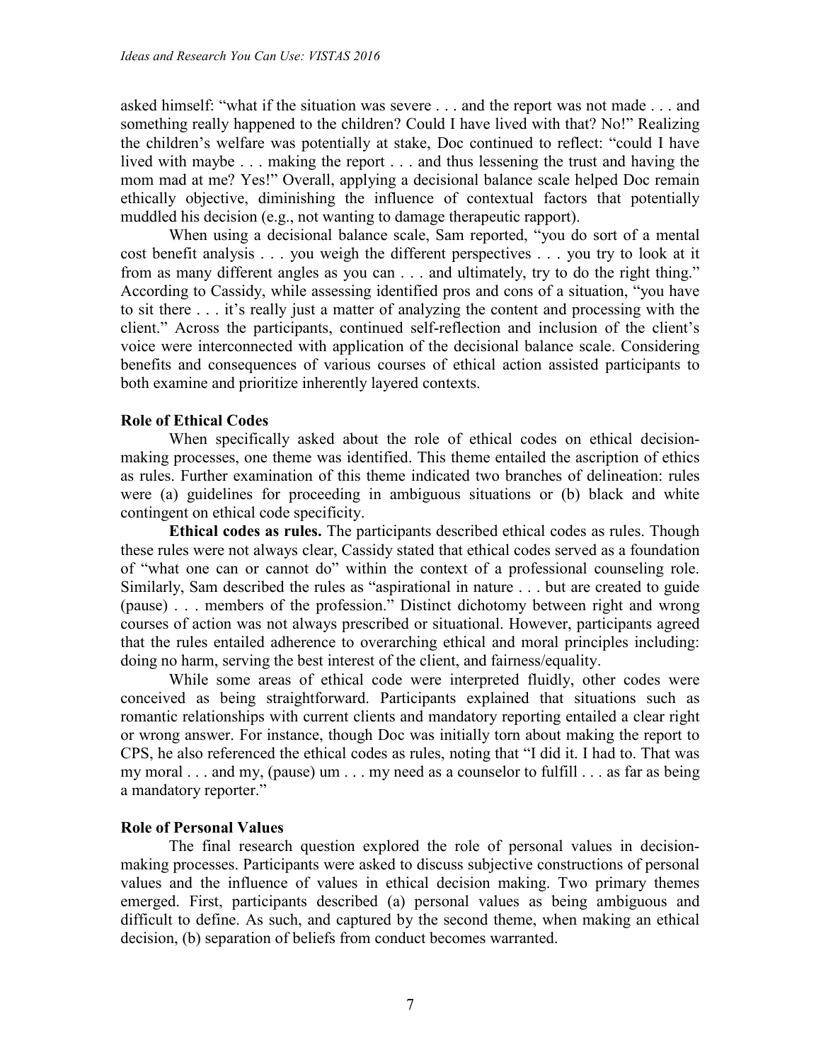asked himself: "what if the situation was severe . . . and the report was not made . . . and something really happened to the children? Could I have lived with that? No!" Realizing the children's welfare was potentially at stake, Doc continued to reflect: "could I have lived with maybe . . . making the report . . . and thus lessening the trust and having the mom mad at me? Yes!" Overall, applying a decisional balance scale helped Doc remain ethically objective, diminishing the influence of contextual factors that potentially muddled his decision (e.g., not wanting to damage therapeutic rapport).

When using a decisional balance scale, Sam reported, "you do sort of a mental cost benefit analysis . . . you weigh the different perspectives . . . you try to look at it from as many different angles as you can . . . and ultimately, try to do the right thing." According to Cassidy, while assessing identified pros and cons of a situation, "you have to sit there . . . it's really just a matter of analyzing the content and processing with the client." Across the participants, continued self-reflection and inclusion of the client's voice were interconnected with application of the decisional balance scale. Considering benefits and consequences of various courses of ethical action assisted participants to both examine and prioritize inherently layered contexts.

### Role of Ethical Codes

When specifically asked about the role of ethical codes on ethical decision-making processes, one theme was identified. This theme entailed the ascription of ethics as rules. Further examination of this theme indicated two branches of delineation: rules were (a) guidelines for proceeding in ambiguous situations or (b) black and white contingent on ethical code specificity.

**Ethical codes as rules.** The participants described ethical codes as rules. Though these rules were not always clear, Cassidy stated that ethical codes served as a foundation of "what one can or cannot do" within the context of a professional counseling role. Similarly, Sam described the rules as "aspirational in nature . . . but are created to guide (pause) . . . members of the profession." Distinct dichotomy between right and wrong courses of action was not always prescribed or situational. However, participants agreed that the rules entailed adherence to overarching ethical and moral principles including: doing no harm, serving the best interest of the client, and fairness/equality.

While some areas of ethical code were interpreted fluidly, other codes were conceived as being straightforward. Participants explained that situations such as romantic relationships with current clients and mandatory reporting entailed a clear right or wrong answer. For instance, though Doc was initially torn about making the report to CPS, he also referenced the ethical codes as rules, noting that "I did it. I had to. That was my moral . . . and my, (pause) um . . . my need as a counselor to fulfill . . . as far as being a mandatory reporter."

### Role of Personal Values

The final research question explored the role of personal values in decision-making processes. Participants were asked to discuss subjective constructions of personal values and the influence of values in ethical decision making. Two primary themes emerged. First, participants described (a) personal values as being ambiguous and difficult to define. As such, and captured by the second theme, when making an ethical decision, (b) separation of beliefs from conduct becomes warranted.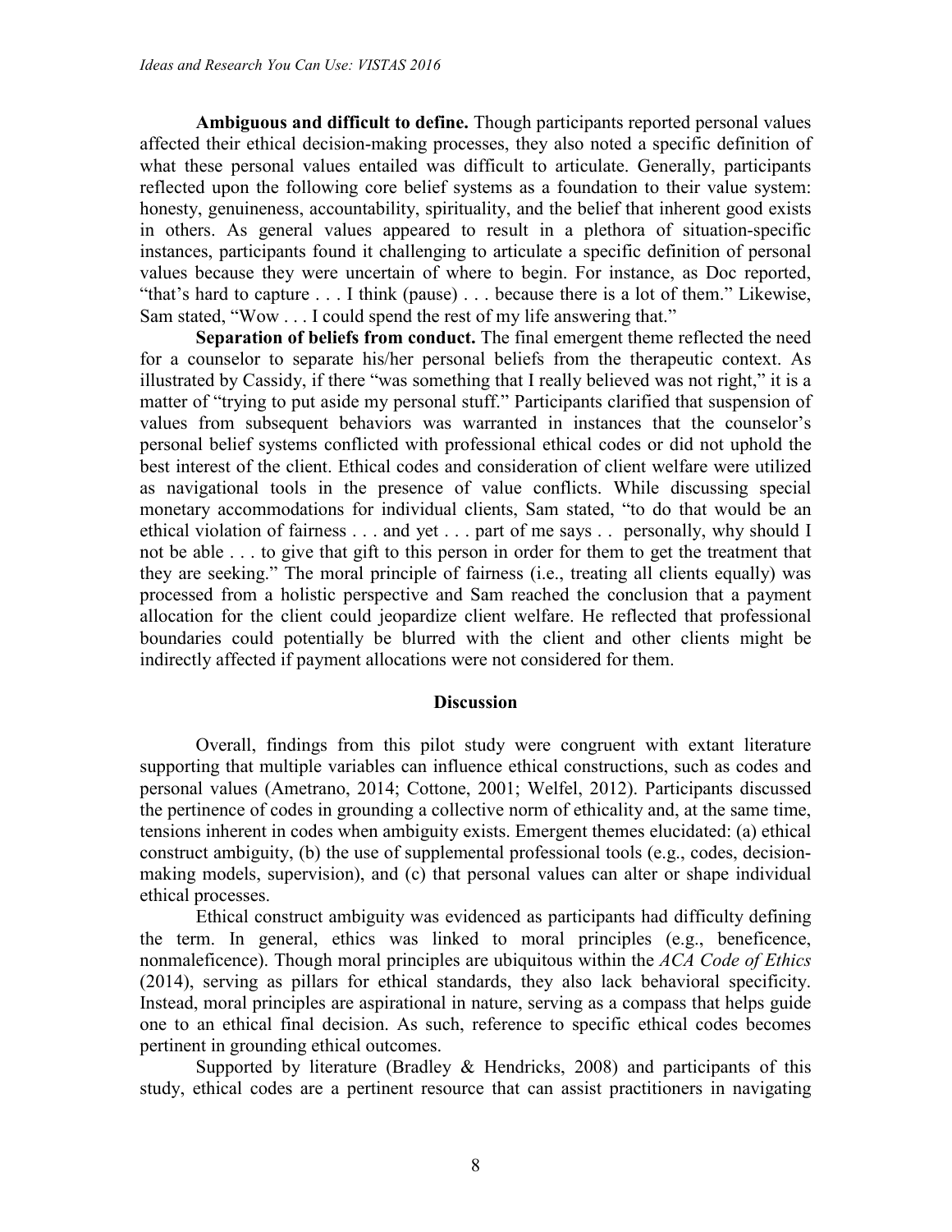**Ambiguous and difficult to define.** Though participants reported personal values affected their ethical decision-making processes, they also noted a specific definition of what these personal values entailed was difficult to articulate. Generally, participants reflected upon the following core belief systems as a foundation to their value system: honesty, genuineness, accountability, spirituality, and the belief that inherent good exists in others. As general values appeared to result in a plethora of situation-specific instances, participants found it challenging to articulate a specific definition of personal values because they were uncertain of where to begin. For instance, as Doc reported, "that's hard to capture . . . I think (pause) . . . because there is a lot of them." Likewise, Sam stated, "Wow . . . I could spend the rest of my life answering that."

**Separation of beliefs from conduct.** The final emergent theme reflected the need for a counselor to separate his/her personal beliefs from the therapeutic context. As illustrated by Cassidy, if there "was something that I really believed was not right," it is a matter of "trying to put aside my personal stuff." Participants clarified that suspension of values from subsequent behaviors was warranted in instances that the counselor's personal belief systems conflicted with professional ethical codes or did not uphold the best interest of the client. Ethical codes and consideration of client welfare were utilized as navigational tools in the presence of value conflicts. While discussing special monetary accommodations for individual clients, Sam stated, "to do that would be an ethical violation of fairness . . . and yet . . . part of me says . . personally, why should I not be able . . . to give that gift to this person in order for them to get the treatment that they are seeking." The moral principle of fairness (i.e., treating all clients equally) was processed from a holistic perspective and Sam reached the conclusion that a payment allocation for the client could jeopardize client welfare. He reflected that professional boundaries could potentially be blurred with the client and other clients might be indirectly affected if payment allocations were not considered for them.

## Discussion

Overall, findings from this pilot study were congruent with extant literature supporting that multiple variables can influence ethical constructions, such as codes and personal values (Ametrano, 2014; Cottone, 2001; Welfel, 2012). Participants discussed the pertinence of codes in grounding a collective norm of ethicality and, at the same time, tensions inherent in codes when ambiguity exists. Emergent themes elucidated: (a) ethical construct ambiguity, (b) the use of supplemental professional tools (e.g., codes, decision-making models, supervision), and (c) that personal values can alter or shape individual ethical processes.

Ethical construct ambiguity was evidenced as participants had difficulty defining the term. In general, ethics was linked to moral principles (e.g., beneficence, nonmaleficence). Though moral principles are ubiquitous within the *ACA Code of Ethics* (2014), serving as pillars for ethical standards, they also lack behavioral specificity. Instead, moral principles are aspirational in nature, serving as a compass that helps guide one to an ethical final decision. As such, reference to specific ethical codes becomes pertinent in grounding ethical outcomes.

Supported by literature (Bradley & Hendricks, 2008) and participants of this study, ethical codes are a pertinent resource that can assist practitioners in navigating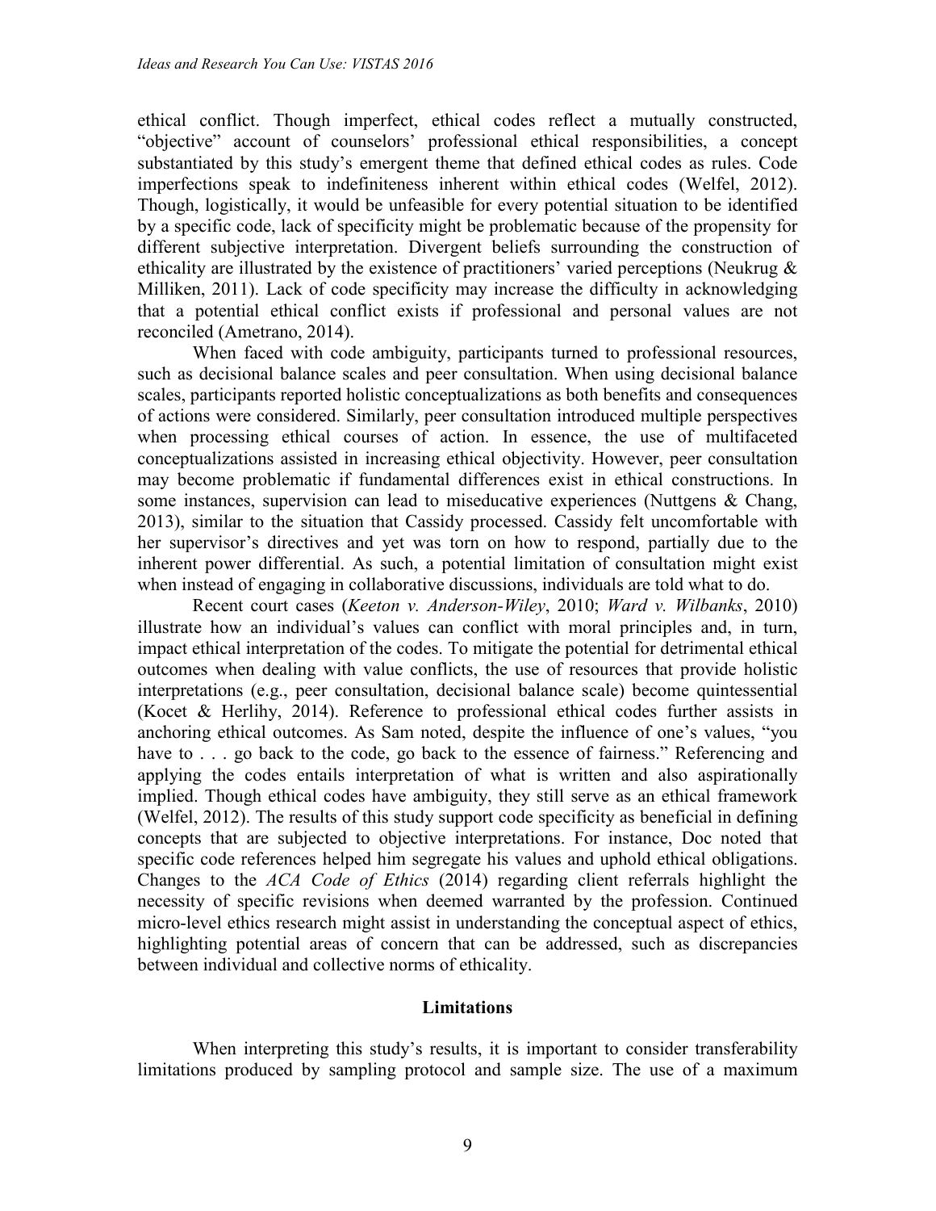ethical conflict. Though imperfect, ethical codes reflect a mutually constructed, "objective" account of counselors' professional ethical responsibilities, a concept substantiated by this study's emergent theme that defined ethical codes as rules. Code imperfections speak to indefiniteness inherent within ethical codes (Welfel, 2012). Though, logistically, it would be unfeasible for every potential situation to be identified by a specific code, lack of specificity might be problematic because of the propensity for different subjective interpretation. Divergent beliefs surrounding the construction of ethicality are illustrated by the existence of practitioners' varied perceptions (Neukrug & Milliken, 2011). Lack of code specificity may increase the difficulty in acknowledging that a potential ethical conflict exists if professional and personal values are not reconciled (Ametrano, 2014).

When faced with code ambiguity, participants turned to professional resources, such as decisional balance scales and peer consultation. When using decisional balance scales, participants reported holistic conceptualizations as both benefits and consequences of actions were considered. Similarly, peer consultation introduced multiple perspectives when processing ethical courses of action. In essence, the use of multifaceted conceptualizations assisted in increasing ethical objectivity. However, peer consultation may become problematic if fundamental differences exist in ethical constructions. In some instances, supervision can lead to miseducative experiences (Nuttgens & Chang, 2013), similar to the situation that Cassidy processed. Cassidy felt uncomfortable with her supervisor's directives and yet was torn on how to respond, partially due to the inherent power differential. As such, a potential limitation of consultation might exist when instead of engaging in collaborative discussions, individuals are told what to do.

Recent court cases (*Keeton v. Anderson-Wiley*, 2010; *Ward v. Wilbanks*, 2010) illustrate how an individual's values can conflict with moral principles and, in turn, impact ethical interpretation of the codes. To mitigate the potential for detrimental ethical outcomes when dealing with value conflicts, the use of resources that provide holistic interpretations (e.g., peer consultation, decisional balance scale) become quintessential (Kocet & Herlihy, 2014). Reference to professional ethical codes further assists in anchoring ethical outcomes. As Sam noted, despite the influence of one's values, "you have to . . . go back to the code, go back to the essence of fairness." Referencing and applying the codes entails interpretation of what is written and also aspirationally implied. Though ethical codes have ambiguity, they still serve as an ethical framework (Welfel, 2012). The results of this study support code specificity as beneficial in defining concepts that are subjected to objective interpretations. For instance, Doc noted that specific code references helped him segregate his values and uphold ethical obligations. Changes to the *ACA Code of Ethics* (2014) regarding client referrals highlight the necessity of specific revisions when deemed warranted by the profession. Continued micro-level ethics research might assist in understanding the conceptual aspect of ethics, highlighting potential areas of concern that can be addressed, such as discrepancies between individual and collective norms of ethicality.

## Limitations

When interpreting this study's results, it is important to consider transferability limitations produced by sampling protocol and sample size. The use of a maximum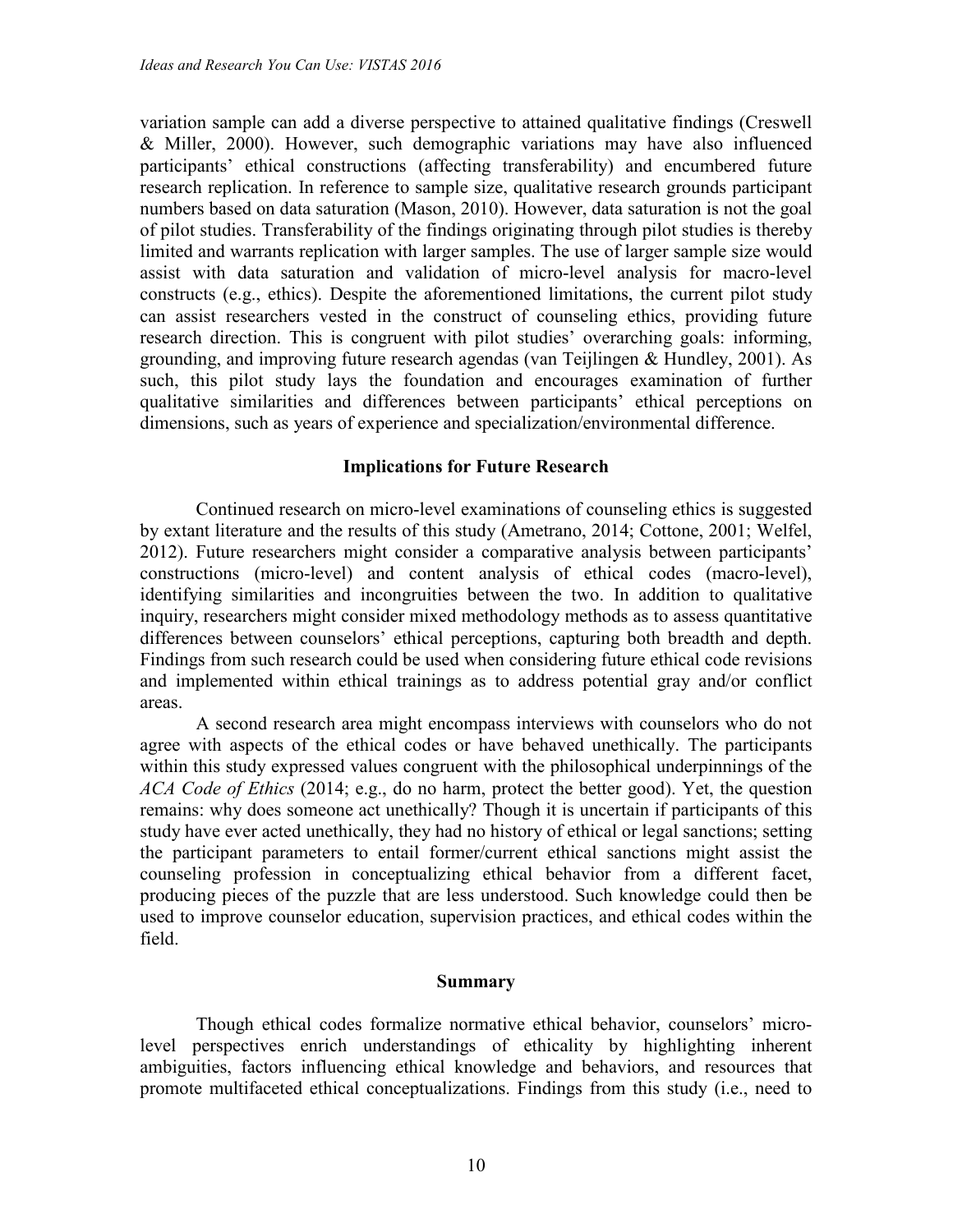variation sample can add a diverse perspective to attained qualitative findings (Creswell & Miller, 2000). However, such demographic variations may have also influenced participants' ethical constructions (affecting transferability) and encumbered future research replication. In reference to sample size, qualitative research grounds participant numbers based on data saturation (Mason, 2010). However, data saturation is not the goal of pilot studies. Transferability of the findings originating through pilot studies is thereby limited and warrants replication with larger samples. The use of larger sample size would assist with data saturation and validation of micro-level analysis for macro-level constructs (e.g., ethics). Despite the aforementioned limitations, the current pilot study can assist researchers vested in the construct of counseling ethics, providing future research direction. This is congruent with pilot studies' overarching goals: informing, grounding, and improving future research agendas (van Teijlingen & Hundley, 2001). As such, this pilot study lays the foundation and encourages examination of further qualitative similarities and differences between participants' ethical perceptions on dimensions, such as years of experience and specialization/environmental difference.

## Implications for Future Research

Continued research on micro-level examinations of counseling ethics is suggested by extant literature and the results of this study (Ametrano, 2014; Cottone, 2001; Welfel, 2012). Future researchers might consider a comparative analysis between participants' constructions (micro-level) and content analysis of ethical codes (macro-level), identifying similarities and incongruities between the two. In addition to qualitative inquiry, researchers might consider mixed methodology methods as to assess quantitative differences between counselors' ethical perceptions, capturing both breadth and depth. Findings from such research could be used when considering future ethical code revisions and implemented within ethical trainings as to address potential gray and/or conflict areas.

A second research area might encompass interviews with counselors who do not agree with aspects of the ethical codes or have behaved unethically. The participants within this study expressed values congruent with the philosophical underpinnings of the *ACA Code of Ethics* (2014; e.g., do no harm, protect the better good). Yet, the question remains: why does someone act unethically? Though it is uncertain if participants of this study have ever acted unethically, they had no history of ethical or legal sanctions; setting the participant parameters to entail former/current ethical sanctions might assist the counseling profession in conceptualizing ethical behavior from a different facet, producing pieces of the puzzle that are less understood. Such knowledge could then be used to improve counselor education, supervision practices, and ethical codes within the field.

## Summary

Though ethical codes formalize normative ethical behavior, counselors' micro-level perspectives enrich understandings of ethicality by highlighting inherent ambiguities, factors influencing ethical knowledge and behaviors, and resources that promote multifaceted ethical conceptualizations. Findings from this study (i.e., need to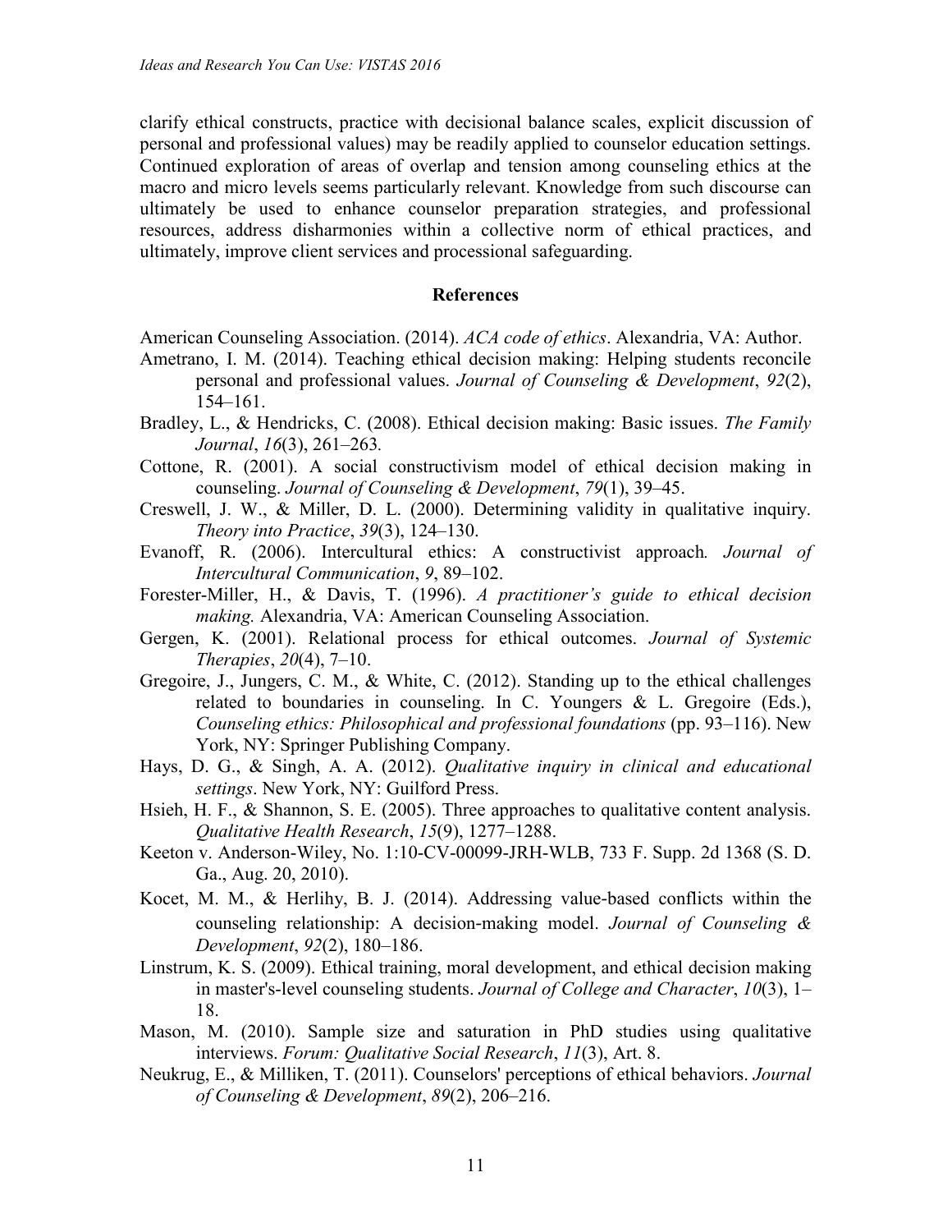clarify ethical constructs, practice with decisional balance scales, explicit discussion of personal and professional values) may be readily applied to counselor education settings. Continued exploration of areas of overlap and tension among counseling ethics at the macro and micro levels seems particularly relevant. Knowledge from such discourse can ultimately be used to enhance counselor preparation strategies, and professional resources, address disharmonies within a collective norm of ethical practices, and ultimately, improve client services and processional safeguarding.

## References

American Counseling Association. (2014). *ACA code of ethics*. Alexandria, VA: Author.

Ametrano, I. M. (2014). Teaching ethical decision making: Helping students reconcile personal and professional values. *Journal of Counseling & Development*, *92*(2), 154–161.

Bradley, L., & Hendricks, C. (2008). Ethical decision making: Basic issues. *The Family Journal*, *16*(3), 261–263.

Cottone, R. (2001). A social constructivism model of ethical decision making in counseling. *Journal of Counseling & Development*, *79*(1), 39–45.

Creswell, J. W., & Miller, D. L. (2000). Determining validity in qualitative inquiry. *Theory into Practice*, *39*(3), 124–130.

Evanoff, R. (2006). Intercultural ethics: A constructivist approach*. Journal of Intercultural Communication*, *9*, 89–102.

Forester-Miller, H., & Davis, T. (1996). *A practitioner's guide to ethical decision making.* Alexandria, VA: American Counseling Association.

Gergen, K. (2001). Relational process for ethical outcomes. *Journal of Systemic Therapies*, *20*(4), 7–10.

Gregoire, J., Jungers, C. M., & White, C. (2012). Standing up to the ethical challenges related to boundaries in counseling. In C. Youngers & L. Gregoire (Eds.), *Counseling ethics: Philosophical and professional foundations* (pp. 93–116). New York, NY: Springer Publishing Company.

Hays, D. G., & Singh, A. A. (2012). *Qualitative inquiry in clinical and educational settings*. New York, NY: Guilford Press.

Hsieh, H. F., & Shannon, S. E. (2005). Three approaches to qualitative content analysis. *Qualitative Health Research*, *15*(9), 1277–1288.

Keeton v. Anderson-Wiley, No. 1:10-CV-00099-JRH-WLB, 733 F. Supp. 2d 1368 (S. D. Ga., Aug. 20, 2010).

Kocet, M. M., & Herlihy, B. J. (2014). Addressing value-based conflicts within the counseling relationship: A decision-making model. *Journal of Counseling & Development*, *92*(2), 180–186.

Linstrum, K. S. (2009). Ethical training, moral development, and ethical decision making in master's-level counseling students. *Journal of College and Character*, *10*(3), 1–18.

Mason, M. (2010). Sample size and saturation in PhD studies using qualitative interviews. *Forum: Qualitative Social Research*, *11*(3), Art. 8.

Neukrug, E., & Milliken, T. (2011). Counselors' perceptions of ethical behaviors. *Journal of Counseling & Development*, *89*(2), 206–216.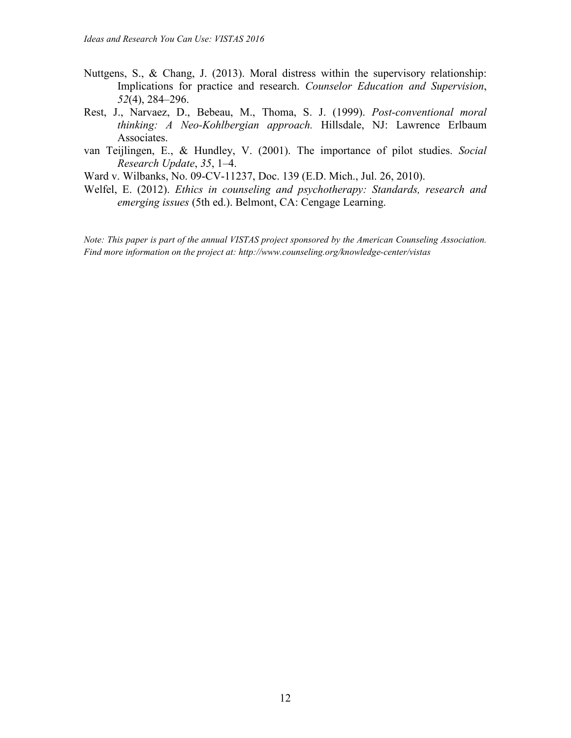Nuttgens, S., & Chang, J. (2013). Moral distress within the supervisory relationship: Implications for practice and research. *Counselor Education and Supervision*, *52*(4), 284–296.

Rest, J., Narvaez, D., Bebeau, M., Thoma, S. J. (1999). *Post-conventional moral thinking: A Neo-Kohlbergian approach.* Hillsdale, NJ: Lawrence Erlbaum Associates.

van Teijlingen, E., & Hundley, V. (2001). The importance of pilot studies. *Social Research Update*, *35*, 1–4.

Ward v. Wilbanks, No. 09-CV-11237, Doc. 139 (E.D. Mich., Jul. 26, 2010).

Welfel, E. (2012). *Ethics in counseling and psychotherapy: Standards, research and emerging issues* (5th ed.). Belmont, CA: Cengage Learning.

*Note: This paper is part of the annual VISTAS project sponsored by the American Counseling Association. Find more information on the project at: http://www.counseling.org/knowledge-center/vistas*